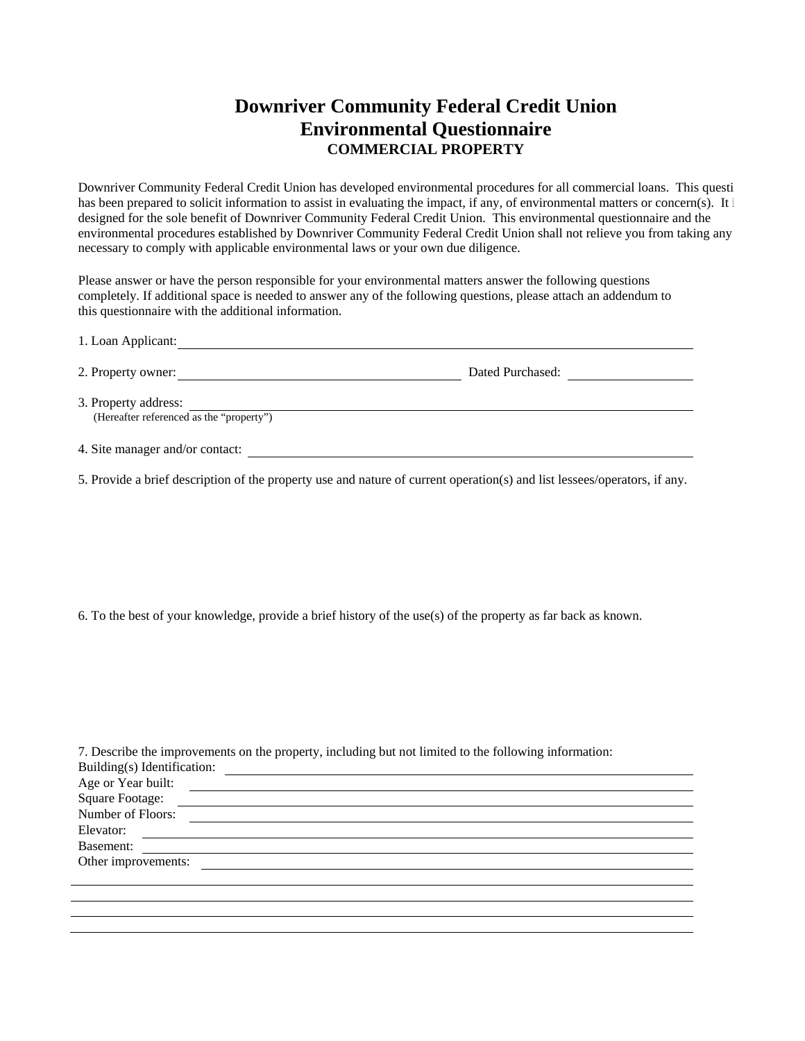# Downriver Community Federal Credit Union
# Environmental Questionnaire
### COMMERCIAL PROPERTY

Downriver Community Federal Credit Union has developed environmental procedures for all commercial loans. This questi has been prepared to solicit information to assist in evaluating the impact, if any, of environmental matters or concern(s). It i designed for the sole benefit of Downriver Community Federal Credit Union. This environmental questionnaire and the environmental procedures established by Downriver Community Federal Credit Union shall not relieve you from taking any necessary to comply with applicable environmental laws or your own due diligence.

Please answer or have the person responsible for your environmental matters answer the following questions completely. If additional space is needed to answer any of the following questions, please attach an addendum to this questionnaire with the additional information.

1. Loan Applicant: ______________________________________________

2. Property owner: ______________________________ Dated Purchased: ______________

3. Property address: ______________________________________________
   (Hereafter referenced as the "property")

4. Site manager and/or contact: ______________________________________________

5. Provide a brief description of the property use and nature of current operation(s) and list lessees/operators, if any.

6. To the best of your knowledge, provide a brief history of the use(s) of the property as far back as known.

7. Describe the improvements on the property, including but not limited to the following information:

Building(s) Identification: ______________________________________________
Age or Year built: ______________________________________________
Square Footage: ______________________________________________
Number of Floors: ______________________________________________
Elevator: ______________________________________________
Basement: ______________________________________________
Other improvements: ______________________________________________

______________________________________________
______________________________________________
______________________________________________
______________________________________________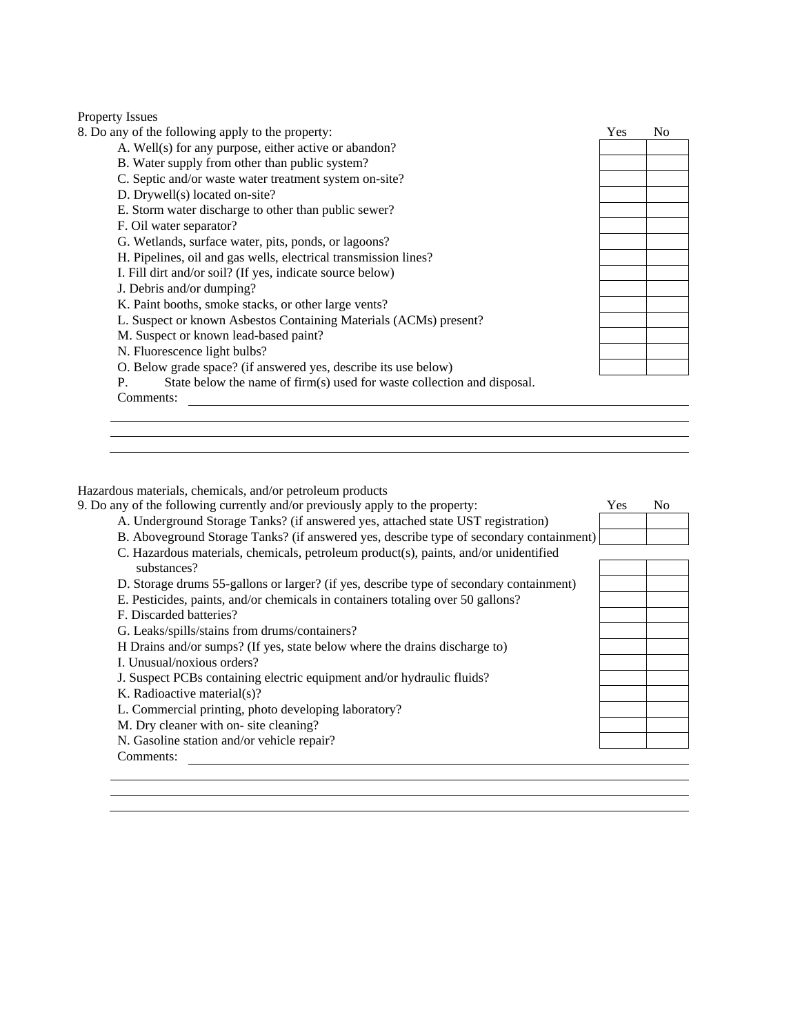Property Issues

8. Do any of the following apply to the property:

| | Yes | No |
|---|---|---|
| A. Well(s) for any purpose, either active or abandon? | | |
| B. Water supply from other than public system? | | |
| C. Septic and/or waste water treatment system on-site? | | |
| D. Drywell(s) located on-site? | | |
| E. Storm water discharge to other than public sewer? | | |
| F. Oil water separator? | | |
| G. Wetlands, surface water, pits, ponds, or lagoons? | | |
| H. Pipelines, oil and gas wells, electrical transmission lines? | | |
| I. Fill dirt and/or soil? (If yes, indicate source below) | | |
| J. Debris and/or dumping? | | |
| K. Paint booths, smoke stacks, or other large vents? | | |
| L. Suspect or known Asbestos Containing Materials (ACMs) present? | | |
| M. Suspect or known lead-based paint? | | |
| N. Fluorescence light bulbs? | | |
| O. Below grade space? (if answered yes, describe its use below) | | |

P. State below the name of firm(s) used for waste collection and disposal.

Comments: \_\_\_\_\_\_\_\_\_\_\_\_\_\_\_\_\_\_\_\_\_\_\_\_\_\_\_\_\_\_\_\_\_\_\_\_\_\_\_\_

Hazardous materials, chemicals, and/or petroleum products

9. Do any of the following currently and/or previously apply to the property:

| | Yes | No |
|---|---|---|
| A. Underground Storage Tanks? (if answered yes, attached state UST registration) | | |
| B. Aboveground Storage Tanks? (if answered yes, describe type of secondary containment) | | |
| C. Hazardous materials, chemicals, petroleum product(s), paints, and/or unidentified substances? | | |
| D. Storage drums 55-gallons or larger? (if yes, describe type of secondary containment) | | |
| E. Pesticides, paints, and/or chemicals in containers totaling over 50 gallons? | | |
| F. Discarded batteries? | | |
| G. Leaks/spills/stains from drums/containers? | | |
| H Drains and/or sumps? (If yes, state below where the drains discharge to) | | |
| I. Unusual/noxious orders? | | |
| J. Suspect PCBs containing electric equipment and/or hydraulic fluids? | | |
| K. Radioactive material(s)? | | |
| L. Commercial printing, photo developing laboratory? | | |
| M. Dry cleaner with on- site cleaning? | | |
| N. Gasoline station and/or vehicle repair? | | |

Comments: \_\_\_\_\_\_\_\_\_\_\_\_\_\_\_\_\_\_\_\_\_\_\_\_\_\_\_\_\_\_\_\_\_\_\_\_\_\_\_\_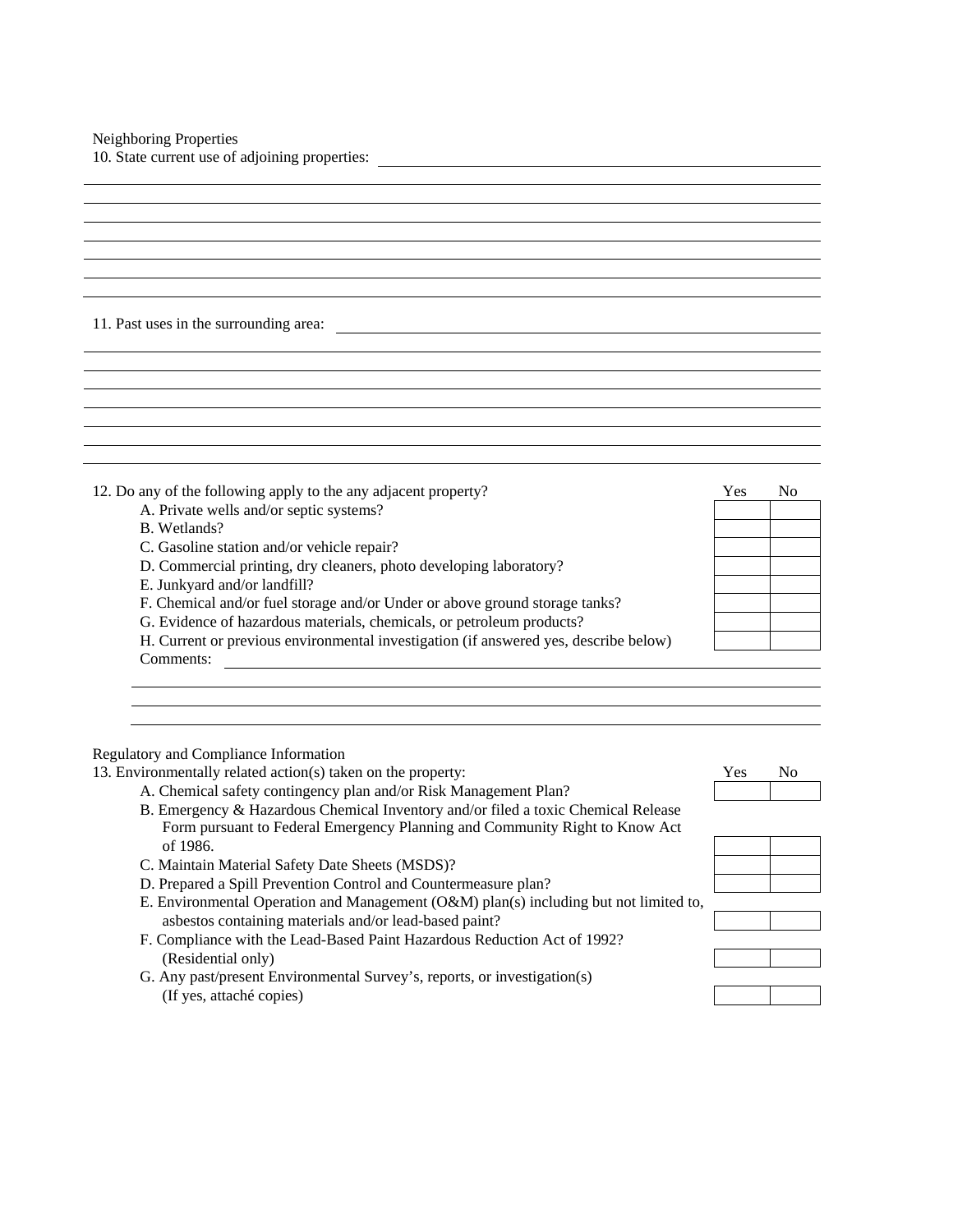Neighboring Properties

10. State current use of adjoining properties: \_\_\_\_\_\_\_\_\_\_\_\_\_\_\_\_\_\_\_\_\_\_\_\_\_\_\_\_\_\_\_\_\_\_\_\_\_\_\_\_\_\_\_\_\_\_\_\_

11. Past uses in the surrounding area: \_\_\_\_\_\_\_\_\_\_\_\_\_\_\_\_\_\_\_\_\_\_\_\_\_\_\_\_\_\_\_\_\_\_\_\_\_\_\_\_\_\_\_\_\_\_\_\_

| 12. Do any of the following apply to the any adjacent property? | Yes | No |
|---|---|---|
| A. Private wells and/or septic systems? | | |
| B. Wetlands? | | |
| C. Gasoline station and/or vehicle repair? | | |
| D. Commercial printing, dry cleaners, photo developing laboratory? | | |
| E. Junkyard and/or landfill? | | |
| F. Chemical and/or fuel storage and/or Under or above ground storage tanks? | | |
| G. Evidence of hazardous materials, chemicals, or petroleum products? | | |
| H. Current or previous environmental investigation (if answered yes, describe below) | | |

Comments: \_\_\_\_\_\_\_\_\_\_\_\_\_\_\_\_\_\_\_\_\_\_\_\_\_\_\_\_\_\_\_\_\_\_\_\_\_\_\_\_\_\_\_\_\_\_\_\_

Regulatory and Compliance Information

| 13. Environmentally related action(s) taken on the property: | Yes | No |
|---|---|---|
| A. Chemical safety contingency plan and/or Risk Management Plan? | | |
| B. Emergency & Hazardous Chemical Inventory and/or filed a toxic Chemical Release Form pursuant to Federal Emergency Planning and Community Right to Know Act of 1986. | | |
| C. Maintain Material Safety Date Sheets (MSDS)? | | |
| D. Prepared a Spill Prevention Control and Countermeasure plan? | | |
| E. Environmental Operation and Management (O&M) plan(s) including but not limited to, asbestos containing materials and/or lead-based paint? | | |
| F. Compliance with the Lead-Based Paint Hazardous Reduction Act of 1992? (Residential only) | | |
| G. Any past/present Environmental Survey's, reports, or investigation(s) (If yes, attaché copies) | | |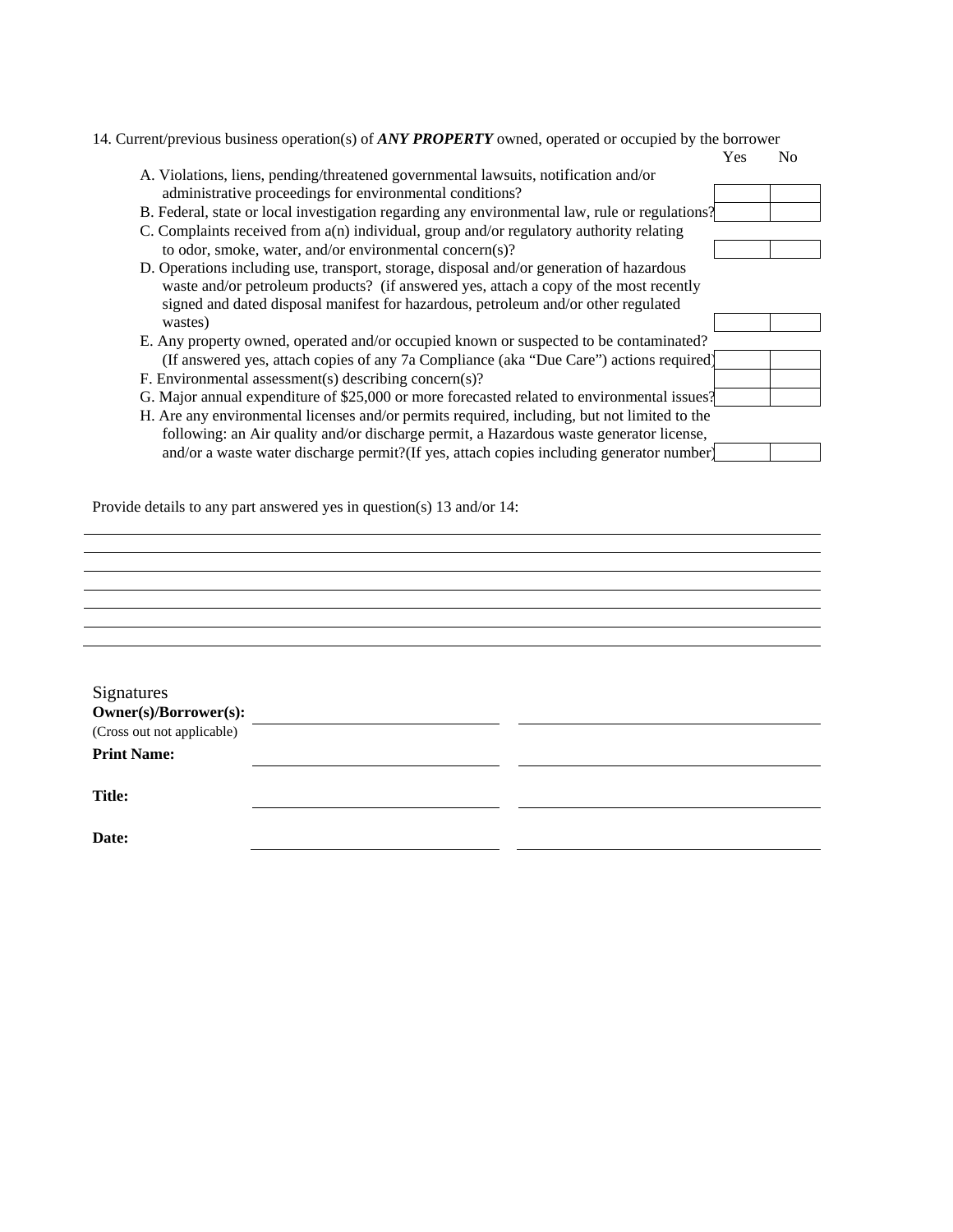14. Current/previous business operation(s) of ***ANY PROPERTY*** owned, operated or occupied by the borrower

| | Yes | No |
|---|---|---|
| A. Violations, liens, pending/threatened governmental lawsuits, notification and/or administrative proceedings for environmental conditions? | | |
| B. Federal, state or local investigation regarding any environmental law, rule or regulations? | | |
| C. Complaints received from a(n) individual, group and/or regulatory authority relating to odor, smoke, water, and/or environmental concern(s)? | | |
| D. Operations including use, transport, storage, disposal and/or generation of hazardous waste and/or petroleum products? (if answered yes, attach a copy of the most recently signed and dated disposal manifest for hazardous, petroleum and/or other regulated wastes) | | |
| E. Any property owned, operated and/or occupied known or suspected to be contaminated? (If answered yes, attach copies of any 7a Compliance (aka "Due Care") actions required) | | |
| F. Environmental assessment(s) describing concern(s)? | | |
| G. Major annual expenditure of $25,000 or more forecasted related to environmental issues? | | |
| H. Are any environmental licenses and/or permits required, including, but not limited to the following: an Air quality and/or discharge permit, a Hazardous waste generator license, and/or a waste water discharge permit?(If yes, attach copies including generator number) | | |

Provide details to any part answered yes in question(s) 13 and/or 14:

______________________________________________________________________

______________________________________________________________________

______________________________________________________________________

______________________________________________________________________

______________________________________________________________________

______________________________________________________________________

Signatures

| | | |
|---|---|---|
| **Owner(s)/Borrower(s):** (Cross out not applicable) | ____________________ | ____________________ |
| **Print Name:** | ____________________ | ____________________ |
| **Title:** | ____________________ | ____________________ |
| **Date:** | ____________________ | ____________________ |